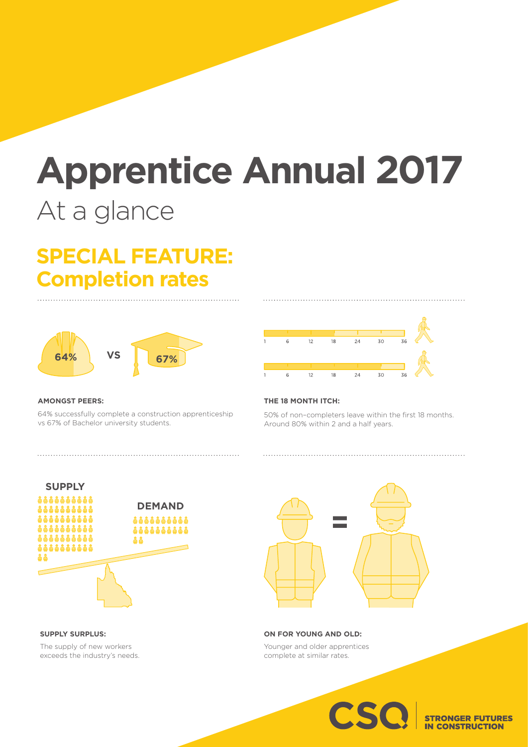# Apprentice Annual 2017

At a glance

## SPECIAL FEATURE: Completion rates

64% VS 67%

**AMONGST PEERS:**

64% successfully complete a construction apprenticeship vs 67% of Bachelor university students.

1 6 12 18 24 30 36

1 6 12 18 24 30 36

**THE 18 MONTH ITCH:**

50% of non–completers leave within the first 18 months. Around 80% within 2 and a half years.

SUPPLY

DEMAND

**SUPPLY SURPLUS:**

The supply of new workers exceeds the industry's needs.

**ON FOR YOUNG AND OLD:**

Younger and older apprentices complete at similar rates.

CSQ | STRONGER FUTURES IN CONSTRUCTION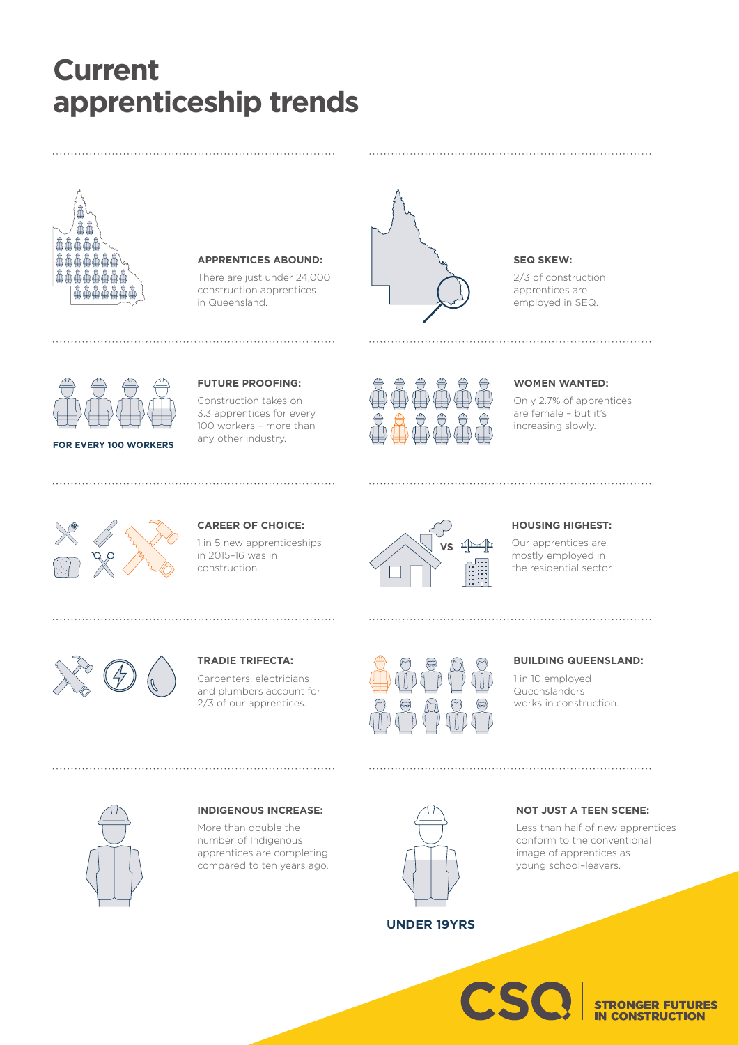# Current apprenticeship trends

**APPRENTICES ABOUND:**

There are just under 24,000 construction apprentices in Queensland.

**SEQ SKEW:**

2/3 of construction apprentices are employed in SEQ.

**FOR EVERY 100 WORKERS**

**FUTURE PROOFING:**

Construction takes on 3.3 apprentices for every 100 workers – more than any other industry.

**WOMEN WANTED:**

Only 2.7% of apprentices are female – but it's increasing slowly.

**CAREER OF CHOICE:**

1 in 5 new apprenticeships in 2015–16 was in construction.

VS

**HOUSING HIGHEST:**

Our apprentices are mostly employed in the residential sector.

**TRADIE TRIFECTA:**

Carpenters, electricians and plumbers account for 2/3 of our apprentices.

**BUILDING QUEENSLAND:**

1 in 10 employed Queenslanders works in construction.

**INDIGENOUS INCREASE:**

More than double the number of Indigenous apprentices are completing compared to ten years ago.

**UNDER 19YRS**

**NOT JUST A TEEN SCENE:**

Less than half of new apprentices conform to the conventional image of apprentices as young school–leavers.

CSQ | STRONGER FUTURES IN CONSTRUCTION